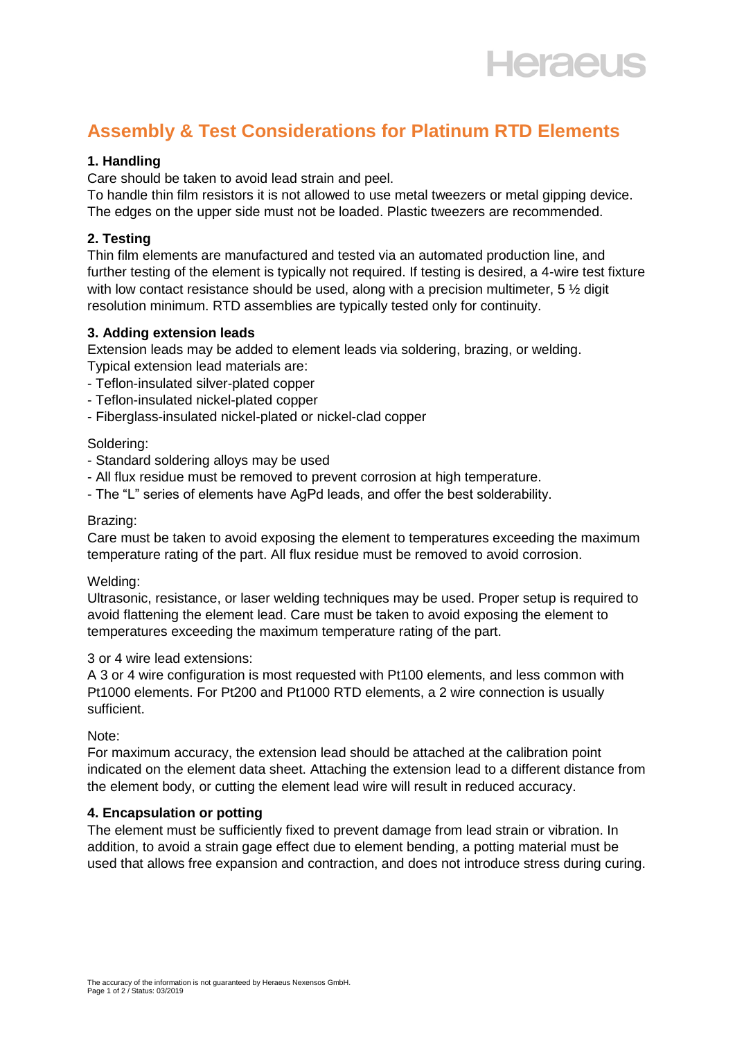# Assembly & Test Considerations for Platinum RTD Elements

### 1. Handling

Care should be taken to avoid lead strain and peel.
To handle thin film resistors it is not allowed to use metal tweezers or metal gipping device. The edges on the upper side must not be loaded. Plastic tweezers are recommended.

### 2. Testing

Thin film elements are manufactured and tested via an automated production line, and further testing of the element is typically not required. If testing is desired, a 4-wire test fixture with low contact resistance should be used, along with a precision multimeter, 5 ½ digit resolution minimum. RTD assemblies are typically tested only for continuity.

### 3. Adding extension leads

Extension leads may be added to element leads via soldering, brazing, or welding.
Typical extension lead materials are:

- Teflon-insulated silver-plated copper
- Teflon-insulated nickel-plated copper
- Fiberglass-insulated nickel-plated or nickel-clad copper

Soldering:

- Standard soldering alloys may be used
- All flux residue must be removed to prevent corrosion at high temperature.
- The "L" series of elements have AgPd leads, and offer the best solderability.

Brazing:

Care must be taken to avoid exposing the element to temperatures exceeding the maximum temperature rating of the part. All flux residue must be removed to avoid corrosion.

Welding:

Ultrasonic, resistance, or laser welding techniques may be used. Proper setup is required to avoid flattening the element lead. Care must be taken to avoid exposing the element to temperatures exceeding the maximum temperature rating of the part.

3 or 4 wire lead extensions:

A 3 or 4 wire configuration is most requested with Pt100 elements, and less common with Pt1000 elements. For Pt200 and Pt1000 RTD elements, a 2 wire connection is usually sufficient.

Note:

For maximum accuracy, the extension lead should be attached at the calibration point indicated on the element data sheet. Attaching the extension lead to a different distance from the element body, or cutting the element lead wire will result in reduced accuracy.

### 4. Encapsulation or potting

The element must be sufficiently fixed to prevent damage from lead strain or vibration. In addition, to avoid a strain gage effect due to element bending, a potting material must be used that allows free expansion and contraction, and does not introduce stress during curing.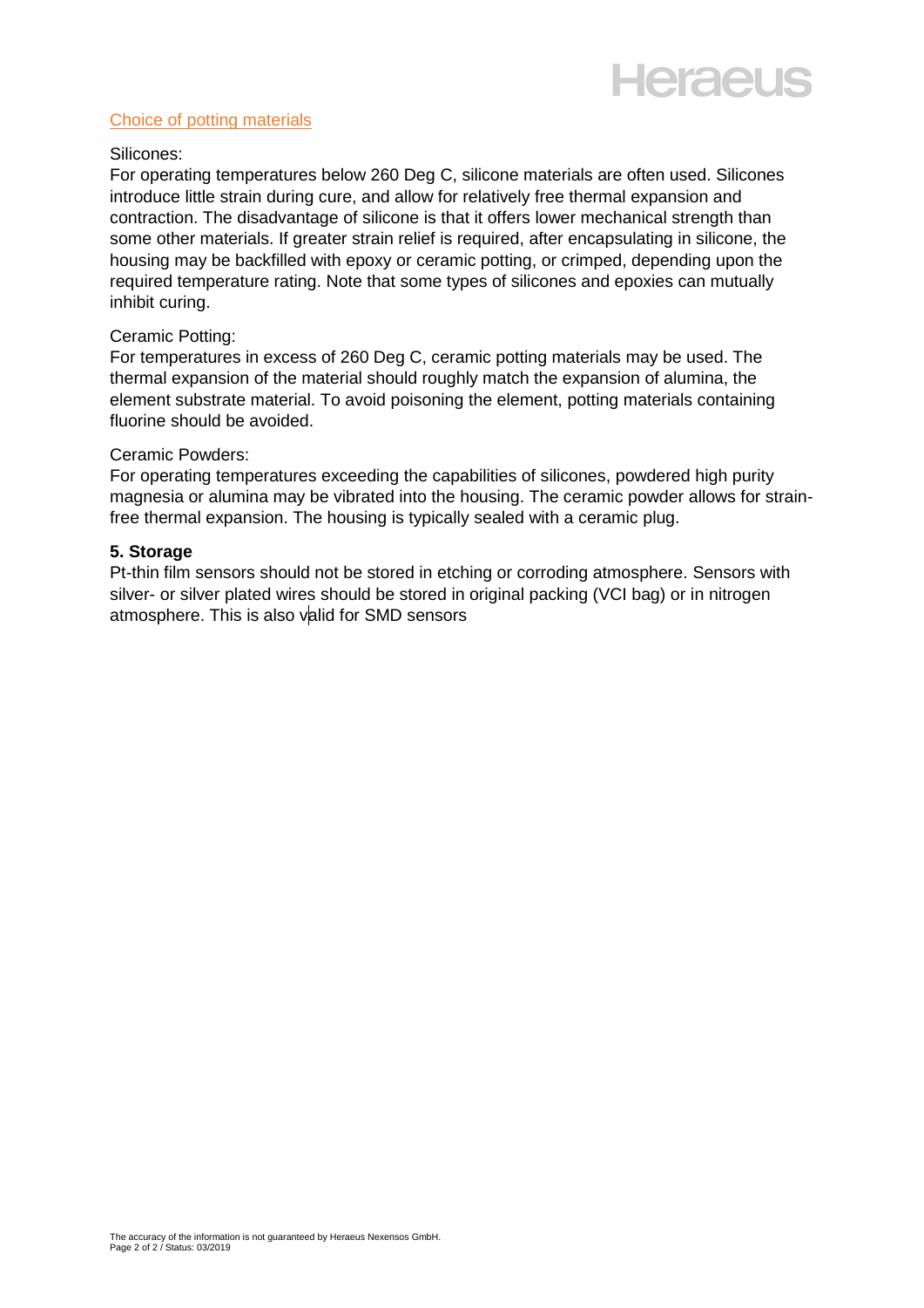Choice of potting materials

Silicones:
For operating temperatures below 260 Deg C, silicone materials are often used. Silicones introduce little strain during cure, and allow for relatively free thermal expansion and contraction. The disadvantage of silicone is that it offers lower mechanical strength than some other materials. If greater strain relief is required, after encapsulating in silicone, the housing may be backfilled with epoxy or ceramic potting, or crimped, depending upon the required temperature rating. Note that some types of silicones and epoxies can mutually inhibit curing.

Ceramic Potting:
For temperatures in excess of 260 Deg C, ceramic potting materials may be used. The thermal expansion of the material should roughly match the expansion of alumina, the element substrate material. To avoid poisoning the element, potting materials containing fluorine should be avoided.

Ceramic Powders:
For operating temperatures exceeding the capabilities of silicones, powdered high purity magnesia or alumina may be vibrated into the housing. The ceramic powder allows for strain-free thermal expansion. The housing is typically sealed with a ceramic plug.

**5. Storage**

Pt-thin film sensors should not be stored in etching or corroding atmosphere. Sensors with silver- or silver plated wires should be stored in original packing (VCI bag) or in nitrogen atmosphere. This is also valid for SMD sensors

The accuracy of the information is not guaranteed by Heraeus Nexensos GmbH.
Status: 03/2019